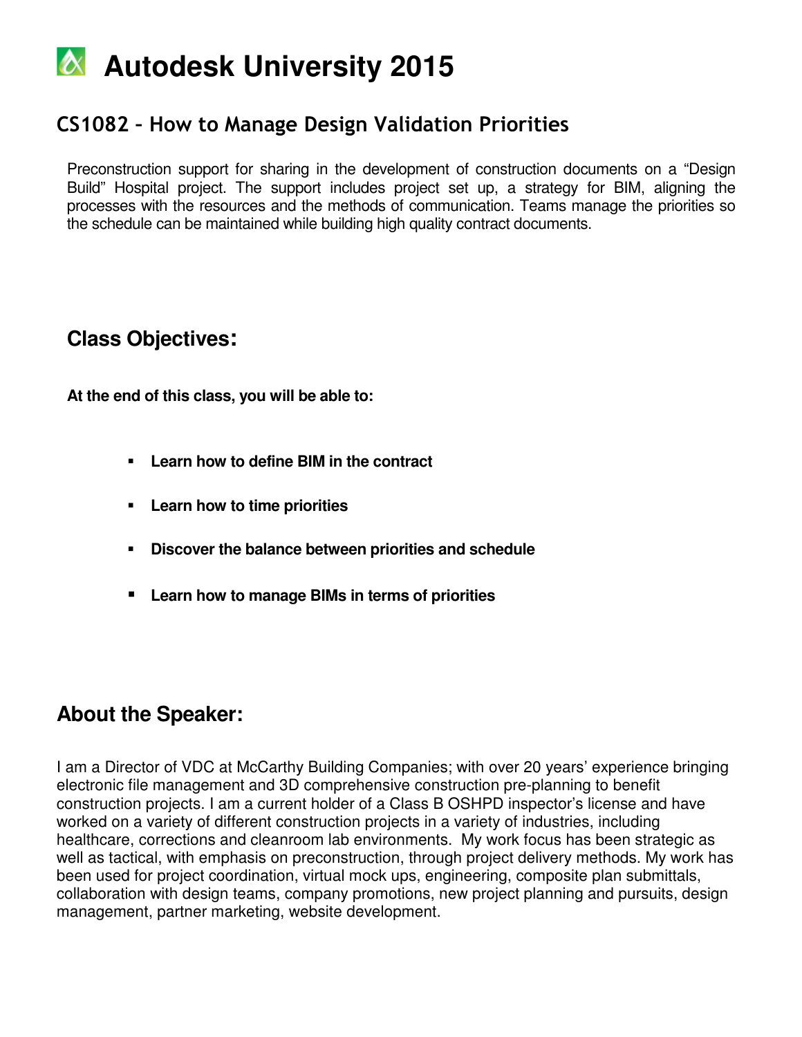# Autodesk University 2015

## CS1082 – How to Manage Design Validation Priorities

Preconstruction support for sharing in the development of construction documents on a "Design Build" Hospital project. The support includes project set up, a strategy for BIM, aligning the processes with the resources and the methods of communication. Teams manage the priorities so the schedule can be maintained while building high quality contract documents.

### Class Objectives:

**At the end of this class, you will be able to:**

- **Learn how to define BIM in the contract**
- **Learn how to time priorities**
- **Discover the balance between priorities and schedule**
- **Learn how to manage BIMs in terms of priorities**

## About the Speaker:

I am a Director of VDC at McCarthy Building Companies; with over 20 years' experience bringing electronic file management and 3D comprehensive construction pre-planning to benefit construction projects. I am a current holder of a Class B OSHPD inspector's license and have worked on a variety of different construction projects in a variety of industries, including healthcare, corrections and cleanroom lab environments. My work focus has been strategic as well as tactical, with emphasis on preconstruction, through project delivery methods. My work has been used for project coordination, virtual mock ups, engineering, composite plan submittals, collaboration with design teams, company promotions, new project planning and pursuits, design management, partner marketing, website development.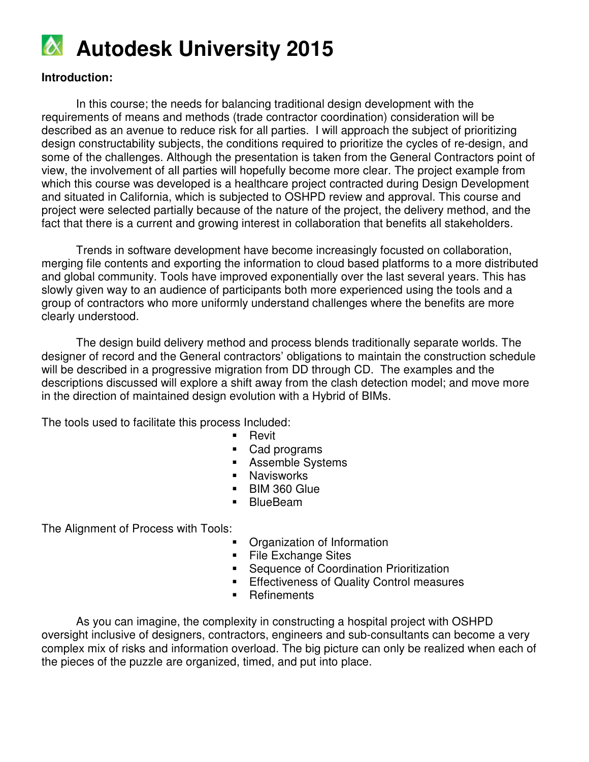# Autodesk University 2015

**Introduction:**

In this course; the needs for balancing traditional design development with the requirements of means and methods (trade contractor coordination) consideration will be described as an avenue to reduce risk for all parties. I will approach the subject of prioritizing design constructability subjects, the conditions required to prioritize the cycles of re-design, and some of the challenges. Although the presentation is taken from the General Contractors point of view, the involvement of all parties will hopefully become more clear. The project example from which this course was developed is a healthcare project contracted during Design Development and situated in California, which is subjected to OSHPD review and approval. This course and project were selected partially because of the nature of the project, the delivery method, and the fact that there is a current and growing interest in collaboration that benefits all stakeholders.

Trends in software development have become increasingly focusted on collaboration, merging file contents and exporting the information to cloud based platforms to a more distributed and global community. Tools have improved exponentially over the last several years. This has slowly given way to an audience of participants both more experienced using the tools and a group of contractors who more uniformly understand challenges where the benefits are more clearly understood.

The design build delivery method and process blends traditionally separate worlds. The designer of record and the General contractors' obligations to maintain the construction schedule will be described in a progressive migration from DD through CD. The examples and the descriptions discussed will explore a shift away from the clash detection model; and move more in the direction of maintained design evolution with a Hybrid of BIMs.

The tools used to facilitate this process Included:

- Revit
- Cad programs
- Assemble Systems
- Navisworks
- BIM 360 Glue
- BlueBeam

The Alignment of Process with Tools:

- Organization of Information
- File Exchange Sites
- Sequence of Coordination Prioritization
- Effectiveness of Quality Control measures
- Refinements

As you can imagine, the complexity in constructing a hospital project with OSHPD oversight inclusive of designers, contractors, engineers and sub-consultants can become a very complex mix of risks and information overload. The big picture can only be realized when each of the pieces of the puzzle are organized, timed, and put into place.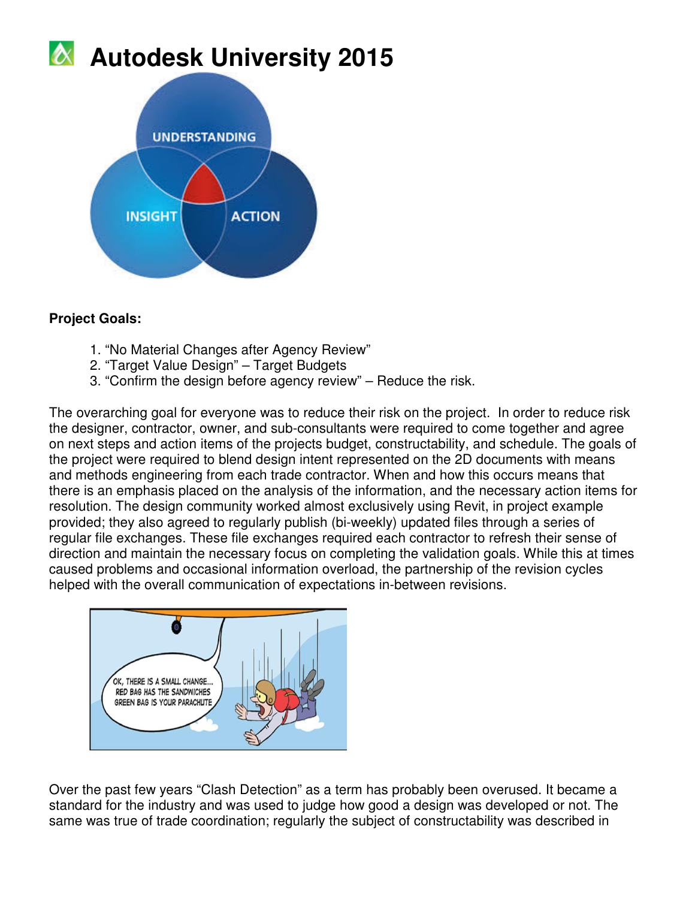**Project Goals:**

1. "No Material Changes after Agency Review"
2. "Target Value Design" – Target Budgets
3. "Confirm the design before agency review" – Reduce the risk.

The overarching goal for everyone was to reduce their risk on the project. In order to reduce risk the designer, contractor, owner, and sub-consultants were required to come together and agree on next steps and action items of the projects budget, constructability, and schedule. The goals of the project were required to blend design intent represented on the 2D documents with means and methods engineering from each trade contractor. When and how this occurs means that there is an emphasis placed on the analysis of the information, and the necessary action items for resolution. The design community worked almost exclusively using Revit, in project example provided; they also agreed to regularly publish (bi-weekly) updated files through a series of regular file exchanges. These file exchanges required each contractor to refresh their sense of direction and maintain the necessary focus on completing the validation goals. While this at times caused problems and occasional information overload, the partnership of the revision cycles helped with the overall communication of expectations in-between revisions.

Over the past few years "Clash Detection" as a term has probably been overused. It became a standard for the industry and was used to judge how good a design was developed or not. The same was true of trade coordination; regularly the subject of constructability was described in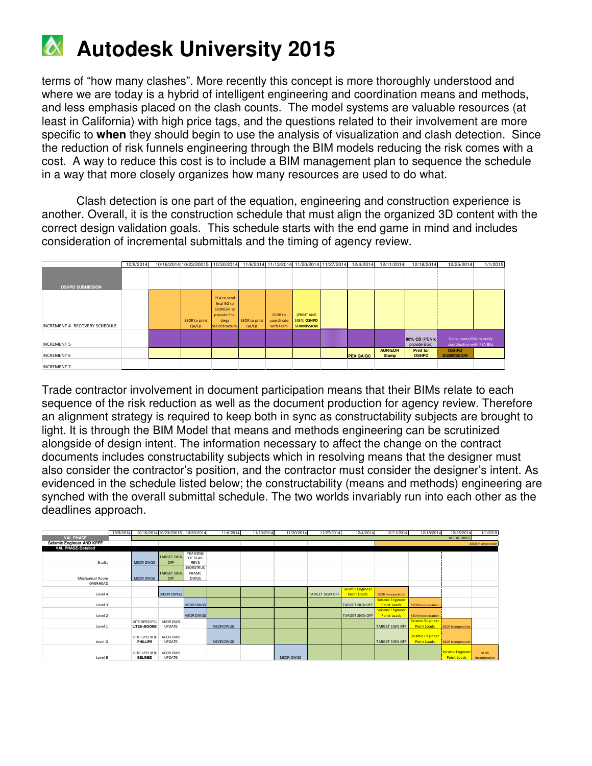terms of "how many clashes". More recently this concept is more thoroughly understood and where we are today is a hybrid of intelligent engineering and coordination means and methods, and less emphasis placed on the clash counts. The model systems are valuable resources (at least in California) with high price tags, and the questions related to their involvement are more specific to **when** they should begin to use the analysis of visualization and clash detection. Since the reduction of risk funnels engineering through the BIM models reducing the risk comes with a cost. A way to reduce this cost is to include a BIM management plan to sequence the schedule in a way that more closely organizes how many resources are used to do what.

Clash detection is one part of the equation, engineering and construction experience is another. Overall, it is the construction schedule that must align the organized 3D content with the correct design validation goals. This schedule starts with the end game in mind and includes consideration of incremental submittals and the timing of agency review.

| | 10/9/2014 | 10/16/2014 | 10/23/20015 | 10/30/2014 | 11/6/2014 | 11/13/2014 | 11/20/2014 | 11/27/2014 | 12/4/2014 | 12/11/2014 | 12/18/2014 | 12/25/2014 | 1/1/2015 |
|---|---|---|---|---|---|---|---|---|---|---|---|---|---|
| OSHPD SUBMISSION | | | | | | | | | | | | | |
| INCREMENT 4- RECOVERY SCHEDULE | | | SEOR to print QA/QC | PEA to send final BG to SEORCivil to provide final dwgs SEORStructural | SEOR to print QA/QC | SEOR to coordinate with team | (PRINT AND SIGN) OSHPD SUBMISSION | | | | | | |
| INCREMENT 5 | | | | | | | | | | | 90% CD (PEA to provide BGs) | Consultants/DBs to verify coordination with PEA BGs | |
| INCREMENT 6 | | | | | | | | | PEA QA/QC | AOR/EOR Stamp | Print for OSHPD | OSHPD SUBMISSION | |
| INCREMENT 7 | | | | | | | | | | | | | |

Trade contractor involvement in document participation means that their BIMs relate to each sequence of the risk reduction as well as the document production for agency review. Therefore an alignment strategy is required to keep both in sync as constructability subjects are brought to light. It is through the BIM Model that means and methods engineering can be scrutinized alongside of design intent. The information necessary to affect the change on the contract documents includes constructability subjects which in resolving means that the designer must also consider the contractor's position, and the contractor must consider the designer's intent. As evidenced in the schedule listed below; the constructability (means and methods) engineering are synched with the overall submittal schedule. The two worlds invariably run into each other as the deadlines approach.

| | 10/9/2014 | 10/16/2014 | 10/23/20015 | 10/30/2014 | 11/6/2014 | 11/13/2014 | 11/20/2014 | 11/27/2014 | 12/4/2014 | 12/11/2014 | 12/18/2014 | 12/25/2014 | 1/1/2015 |
|---|---|---|---|---|---|---|---|---|---|---|---|---|---|
| VAL PHASE | | | | | | | | | | | | MEOR DWGS | |
| Seismic Engineer AND KPFF | | | | | | | | | | | | | SEOR Incorporation |
| VAL PHASE-Detailed | | | | | | | | | | | | | |
| Shafts | | MEOR DWGS | TARGET SIGN OFF | PEA EDGE OF SLAB REVS | | | | | | | | | |
| Mechanical Room | | MEOR DWGS | TARGET SIGN OFF | SEORSTRUC FRAME DWGS | | | | | | | | | |
| OVERHEAD | | | | | | | | | | | | | |
| Level 4 | | | MEOR DWGS | | | | | TARGET SIGN OFF | Seismic Engineer Point Loads | SEOR Incorporation | | | |
| Level 3 | | | | MEOR DWGS | | | | | TARGET SIGN OFF | Seismic Engineer Point Loads | SEOR Incorporation | | |
| Level 2 | | | | MEOR DWGS | | | | | TARGET SIGN OFF | Seismic Engineer Point Loads | SEOR Incorporation | | |
| Level 1 | | SITE SPECIFIC LITES+BOOMS | AEOR DWG UPDATE | | MEOR DWGS | | | | | TARGET SIGN OFF | Seismic Engineer Point Loads | SEOR Incorporation | |
| Level G | | SITE SPECIFIC PHILLIPS | AEOR DWG UPDATE | | MEOR DWGS | | | | | TARGET SIGN OFF | Seismic Engineer Point Loads | SEOR Incorporation | |
| Level B | | SITE SPECIFIC BELIMED | AEOR DWG UPDATE | | | | MEOR DWGS | | | | | Seismic Engineer Point Loads | SEOR Incorporation |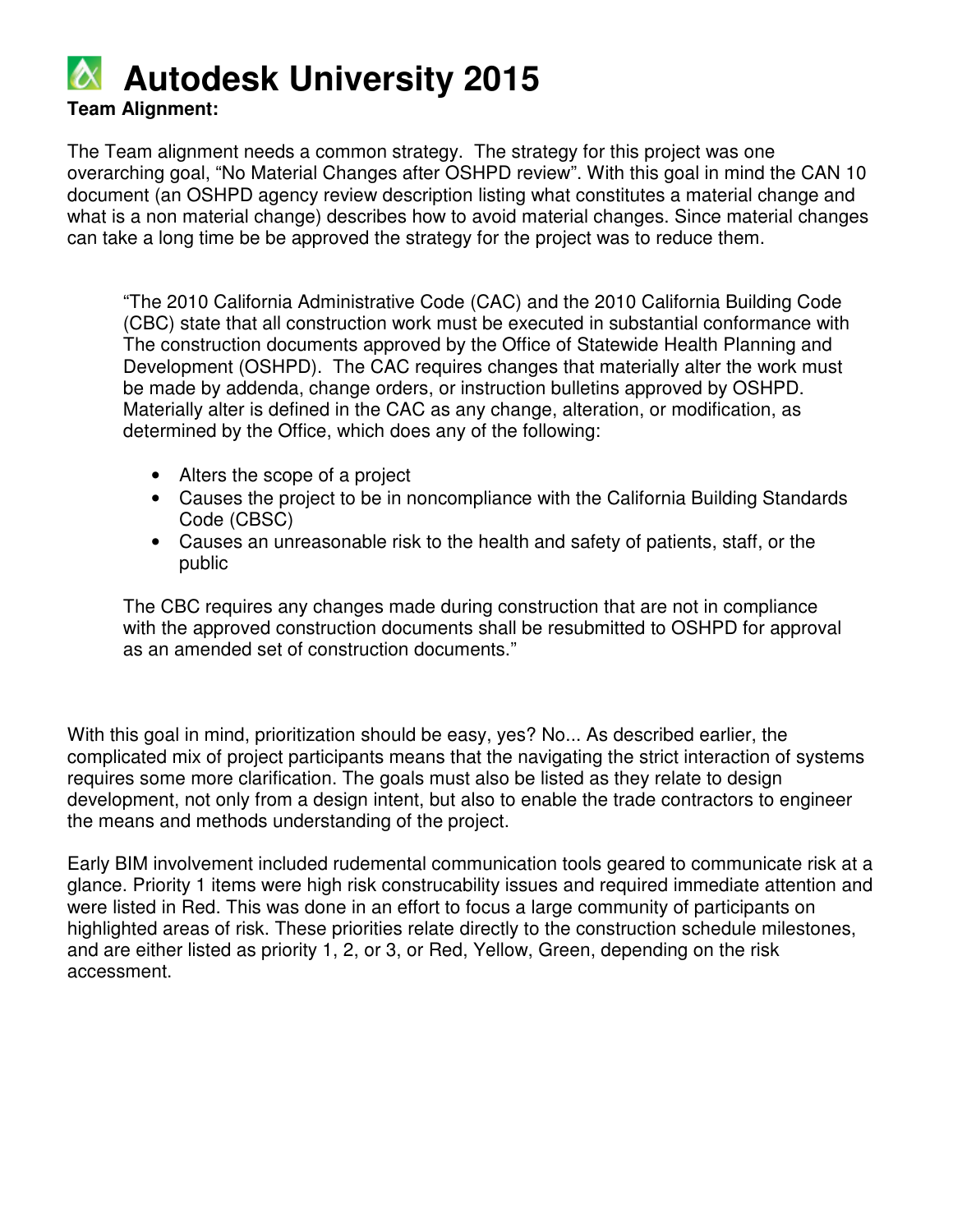**Team Alignment:**

The Team alignment needs a common strategy. The strategy for this project was one overarching goal, "No Material Changes after OSHPD review". With this goal in mind the CAN 10 document (an OSHPD agency review description listing what constitutes a material change and what is a non material change) describes how to avoid material changes. Since material changes can take a long time be be approved the strategy for the project was to reduce them.

> "The 2010 California Administrative Code (CAC) and the 2010 California Building Code (CBC) state that all construction work must be executed in substantial conformance with The construction documents approved by the Office of Statewide Health Planning and Development (OSHPD). The CAC requires changes that materially alter the work must be made by addenda, change orders, or instruction bulletins approved by OSHPD. Materially alter is defined in the CAC as any change, alteration, or modification, as determined by the Office, which does any of the following:
>
> - Alters the scope of a project
> - Causes the project to be in noncompliance with the California Building Standards Code (CBSC)
> - Causes an unreasonable risk to the health and safety of patients, staff, or the public
>
> The CBC requires any changes made during construction that are not in compliance with the approved construction documents shall be resubmitted to OSHPD for approval as an amended set of construction documents."

With this goal in mind, prioritization should be easy, yes? No... As described earlier, the complicated mix of project participants means that the navigating the strict interaction of systems requires some more clarification. The goals must also be listed as they relate to design development, not only from a design intent, but also to enable the trade contractors to engineer the means and methods understanding of the project.

Early BIM involvement included rudemental communication tools geared to communicate risk at a glance. Priority 1 items were high risk construcability issues and required immediate attention and were listed in Red. This was done in an effort to focus a large community of participants on highlighted areas of risk. These priorities relate directly to the construction schedule milestones, and are either listed as priority 1, 2, or 3, or Red, Yellow, Green, depending on the risk accessment.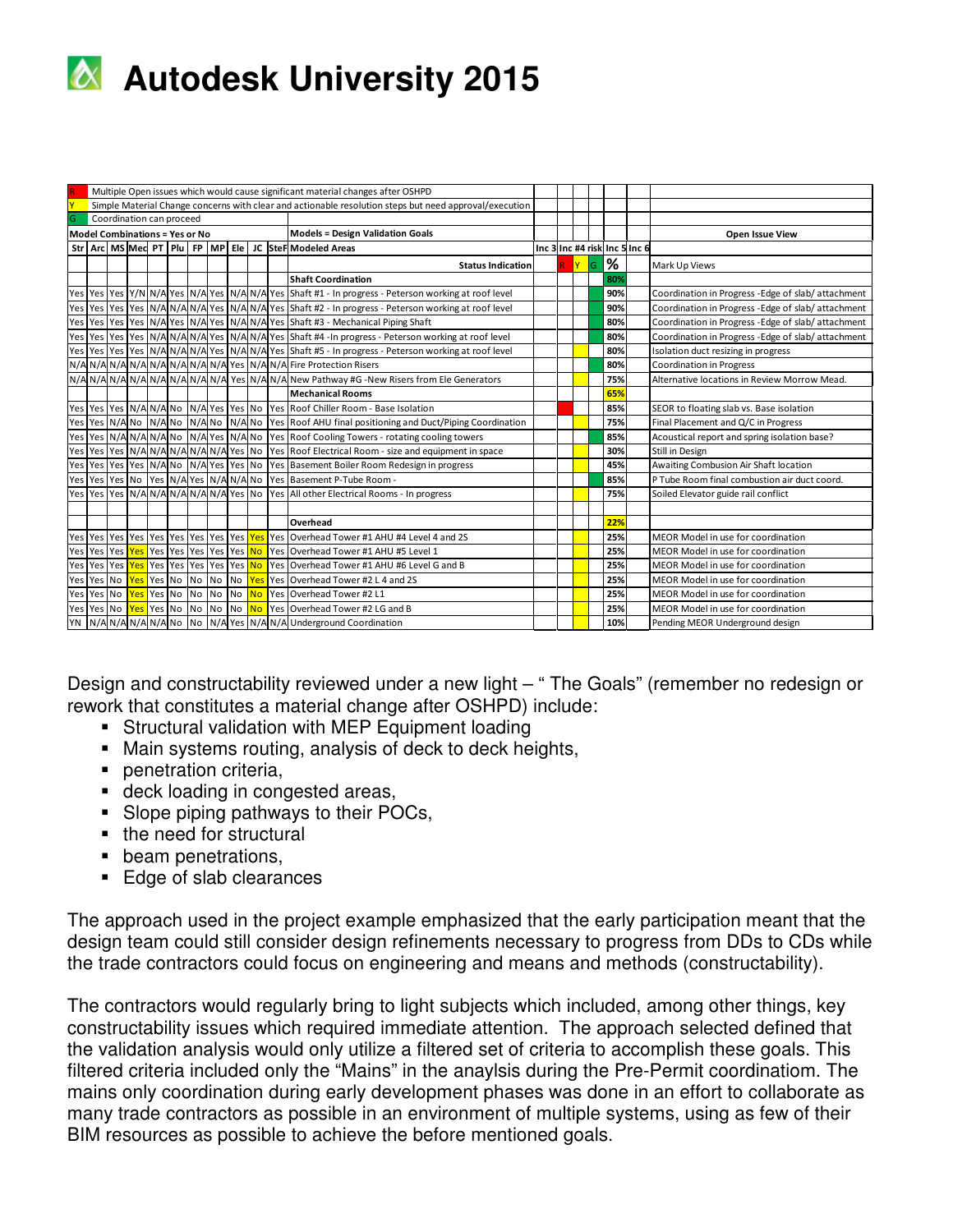| | | | | | | | | | | | | | | | | | | | |
|---|---|---|---|---|---|---|---|---|---|---|---|---|---|---|---|---|---|---|---|
| R | Multiple Open issues which would cause significant material changes after OSHPD | | | | | | | | | | | | | | | | | | |
| Y | Simple Material Change concerns with clear and actionable resolution steps but need approval/execution | | | | | | | | | | | | | | | | | | |
| G | Coordination can proceed | | | | | | | | | | | | | | | | | | |
| **Model Combinations = Yes or No** | | | | | | | | | | | | **Models = Design Validation Goals** | | | | | | | **Open Issue View** |
| **Str** | **Arc** | **MS** | **Mec** | **PT** | **Plu** | **FP** | **MP** | **Ele** | **JC** | **StcF** | **Modeled Areas** | | **Inc 3** | **Inc #4** | **risk** | | **Inc 5** | **Inc 6** | |
| | | | | | | | | | | | | **Status Indication** | R | Y | G | | **%** | | Mark Up Views |
| | | | | | | | | | | | **Shaft Coordination** | | | | | | 80% | | |
| Yes | Yes | Yes | Y/N | N/A | Yes | N/A | Yes | N/A | N/A | Yes | Shaft #1 - In progress - Peterson working at roof level | | | | G | | 90% | | Coordination in Progress -Edge of slab/ attachment |
| Yes | Yes | Yes | Yes | N/A | N/A | N/A | Yes | N/A | N/A | Yes | Shaft #2 - In progress - Peterson working at roof level | | | | G | | 90% | | Coordination in Progress -Edge of slab/ attachment |
| Yes | Yes | Yes | Yes | N/A | Yes | N/A | Yes | N/A | N/A | Yes | Shaft #3 - Mechanical Piping Shaft | | | | G | | 80% | | Coordination in Progress -Edge of slab/ attachment |
| Yes | Yes | Yes | Yes | N/A | N/A | N/A | Yes | N/A | N/A | Yes | Shaft #4 -In progress - Peterson working at roof level | | | | G | | 80% | | Coordination in Progress -Edge of slab/ attachment |
| Yes | Yes | Yes | Yes | N/A | N/A | N/A | Yes | N/A | N/A | Yes | Shaft #5 - In progress - Peterson working at roof level | | | Y | | | 80% | | Isolation duct resizing in progress |
| N/A | N/A | N/A | N/A | N/A | N/A | N/A | N/A | N/A | Yes | N/A | N/A Fire Protection Risers | | | | G | | 80% | | Coordination in Progress |
| N/A | N/A | N/A | N/A | N/A | N/A | N/A | N/A | N/A | Yes | N/A | N/A New Pathway #G -New Risers from Ele Generators | | | Y | | | 75% | | Alternative locations in Review Morrow Mead. |
| | | | | | | | | | | | **Mechanical Rooms** | | | | | | 65% | | |
| Yes | Yes | Yes | N/A | N/A | No | N/A | Yes | Yes | No | Yes | Roof Chiller Room - Base Isolation | | | R | | | 85% | | SEOR to floating slab vs. Base isolation |
| Yes | Yes | N/A | No | N/A | No | N/A | No | N/A | No | Yes | Roof AHU final positioning and Duct/Piping Coordination | | | Y | | | 75% | | Final Placement and Q/C in Progress |
| Yes | Yes | N/A | N/A | N/A | No | N/A | Yes | N/A | No | Yes | Roof Cooling Towers - rotating cooling towers | | | Y | | | 85% | | Acoustical report and spring isolation base? |
| Yes | Yes | Yes | N/A | N/A | N/A | N/A | N/A | Yes | No | Yes | Roof Electrical Room - size and equipment in space | | | Y | | | 30% | | Still in Design |
| Yes | Yes | Yes | Yes | N/A | No | N/A | Yes | Yes | No | Yes | Basement Boiler Room Redesign in progress | | | Y | | | 45% | | Awaiting Combusion Air Shaft location |
| Yes | Yes | Yes | No | Yes | N/A | Yes | N/A | N/A | No | Yes | Basement P-Tube Room - | | | Y | | | 85% | | P Tube Room final combustion air duct coord. |
| Yes | Yes | Yes | N/A | N/A | N/A | N/A | N/A | Yes | No | Yes | All other Electrical Rooms - In progress | | | Y | | | 75% | | Soiled Elevator guide rail conflict |
| | | | | | | | | | | | | | | | | | | | |
| | | | | | | | | | | | **Overhead** | | | | | | 22% | | |
| Yes | Yes | Yes | Yes | Yes | Yes | Yes | Yes | Yes | Yes | Yes | Overhead Tower #1 AHU #4 Level 4 and 2S | | | Y | | | 25% | | MEOR Model in use for coordination |
| Yes | Yes | Yes | Yes | Yes | Yes | Yes | Yes | Yes | No | Yes | Overhead Tower #1 AHU #5 Level 1 | | | Y | | | 25% | | MEOR Model in use for coordination |
| Yes | Yes | Yes | Yes | Yes | Yes | Yes | Yes | Yes | No | Yes | Overhead Tower #1 AHU #6 Level G and B | | | Y | | | 25% | | MEOR Model in use for coordination |
| Yes | Yes | No | Yes | Yes | No | No | No | No | Yes | Yes | Overhead Tower #2 L 4 and 2S | | | Y | | | 25% | | MEOR Model in use for coordination |
| Yes | Yes | No | Yes | Yes | No | No | No | No | No | Yes | Overhead Tower #2 L1 | | | Y | | | 25% | | MEOR Model in use for coordination |
| Yes | Yes | No | Yes | Yes | No | No | No | No | No | Yes | Overhead Tower #2 LG and B | | | Y | | | 25% | | MEOR Model in use for coordination |
| YN | N/A | N/A | N/A | N/A | No | No | N/A | Yes | N/A | N/A | Underground Coordination | | | Y | | | 10% | | Pending MEOR Underground design |

Design and constructability reviewed under a new light – " The Goals" (remember no redesign or rework that constitutes a material change after OSHPD) include:

- Structural validation with MEP Equipment loading
- Main systems routing, analysis of deck to deck heights,
- penetration criteria,
- deck loading in congested areas,
- Slope piping pathways to their POCs,
- the need for structural
- beam penetrations,
- Edge of slab clearances

The approach used in the project example emphasized that the early participation meant that the design team could still consider design refinements necessary to progress from DDs to CDs while the trade contractors could focus on engineering and means and methods (constructability).

The contractors would regularly bring to light subjects which included, among other things, key constructability issues which required immediate attention. The approach selected defined that the validation analysis would only utilize a filtered set of criteria to accomplish these goals. This filtered criteria included only the "Mains" in the anaylsis during the Pre-Permit coordinatiom. The mains only coordination during early development phases was done in an effort to collaborate as many trade contractors as possible in an environment of multiple systems, using as few of their BIM resources as possible to achieve the before mentioned goals.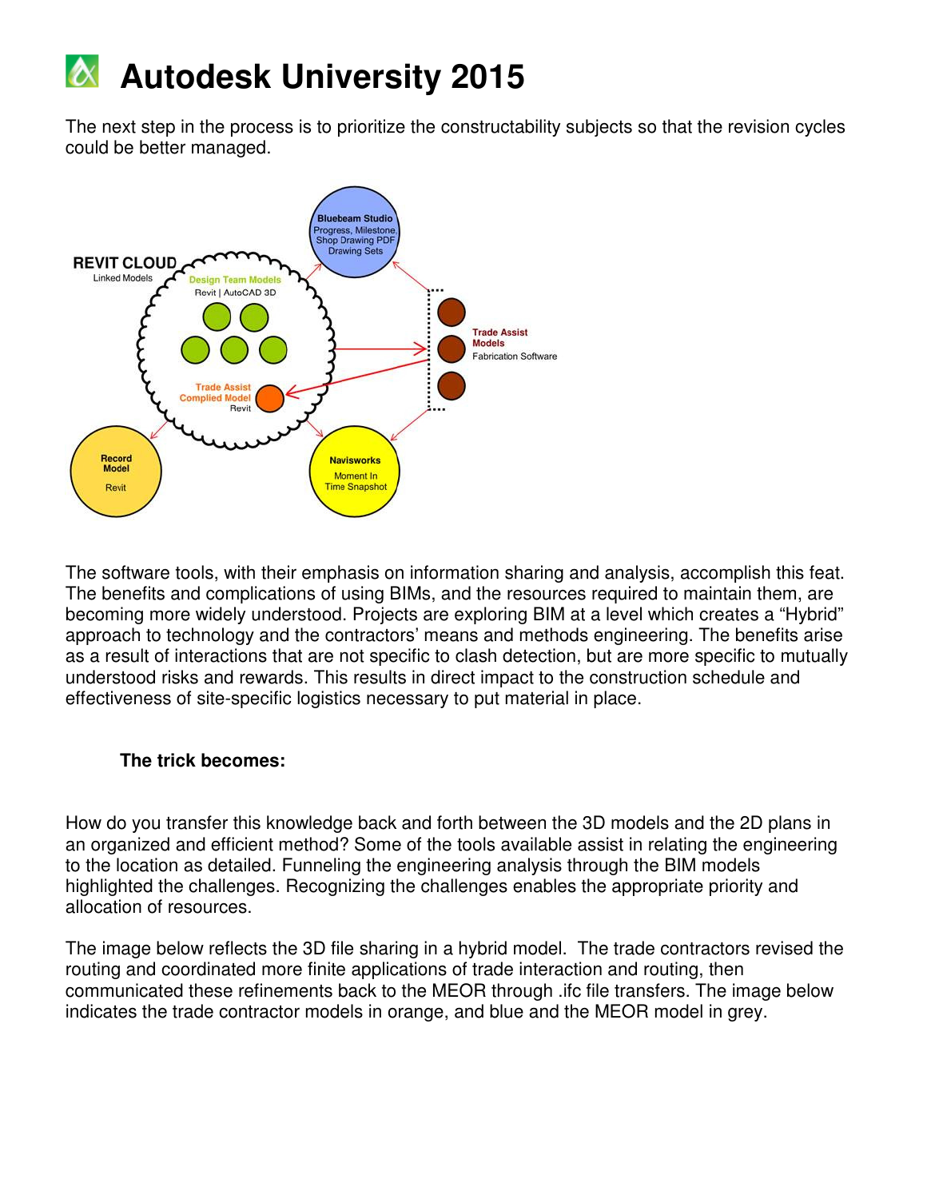# Autodesk University 2015

The next step in the process is to prioritize the constructability subjects so that the revision cycles could be better managed.

REVIT CLOUD
Linked Models

Design Team Models
Revit | AutoCAD 3D

Trade Assist Complied Model
Revit

Bluebeam Studio
Progress, Milestone, Shop Drawing PDF Drawing Sets

Trade Assist Models
Fabrication Software

Record Model
Revit

Navisworks
Moment In Time Snapshot

The software tools, with their emphasis on information sharing and analysis, accomplish this feat. The benefits and complications of using BIMs, and the resources required to maintain them, are becoming more widely understood. Projects are exploring BIM at a level which creates a "Hybrid" approach to technology and the contractors' means and methods engineering. The benefits arise as a result of interactions that are not specific to clash detection, but are more specific to mutually understood risks and rewards. This results in direct impact to the construction schedule and effectiveness of site-specific logistics necessary to put material in place.

**The trick becomes:**

How do you transfer this knowledge back and forth between the 3D models and the 2D plans in an organized and efficient method? Some of the tools available assist in relating the engineering to the location as detailed. Funneling the engineering analysis through the BIM models highlighted the challenges. Recognizing the challenges enables the appropriate priority and allocation of resources.

The image below reflects the 3D file sharing in a hybrid model. The trade contractors revised the routing and coordinated more finite applications of trade interaction and routing, then communicated these refinements back to the MEOR through .ifc file transfers. The image below indicates the trade contractor models in orange, and blue and the MEOR model in grey.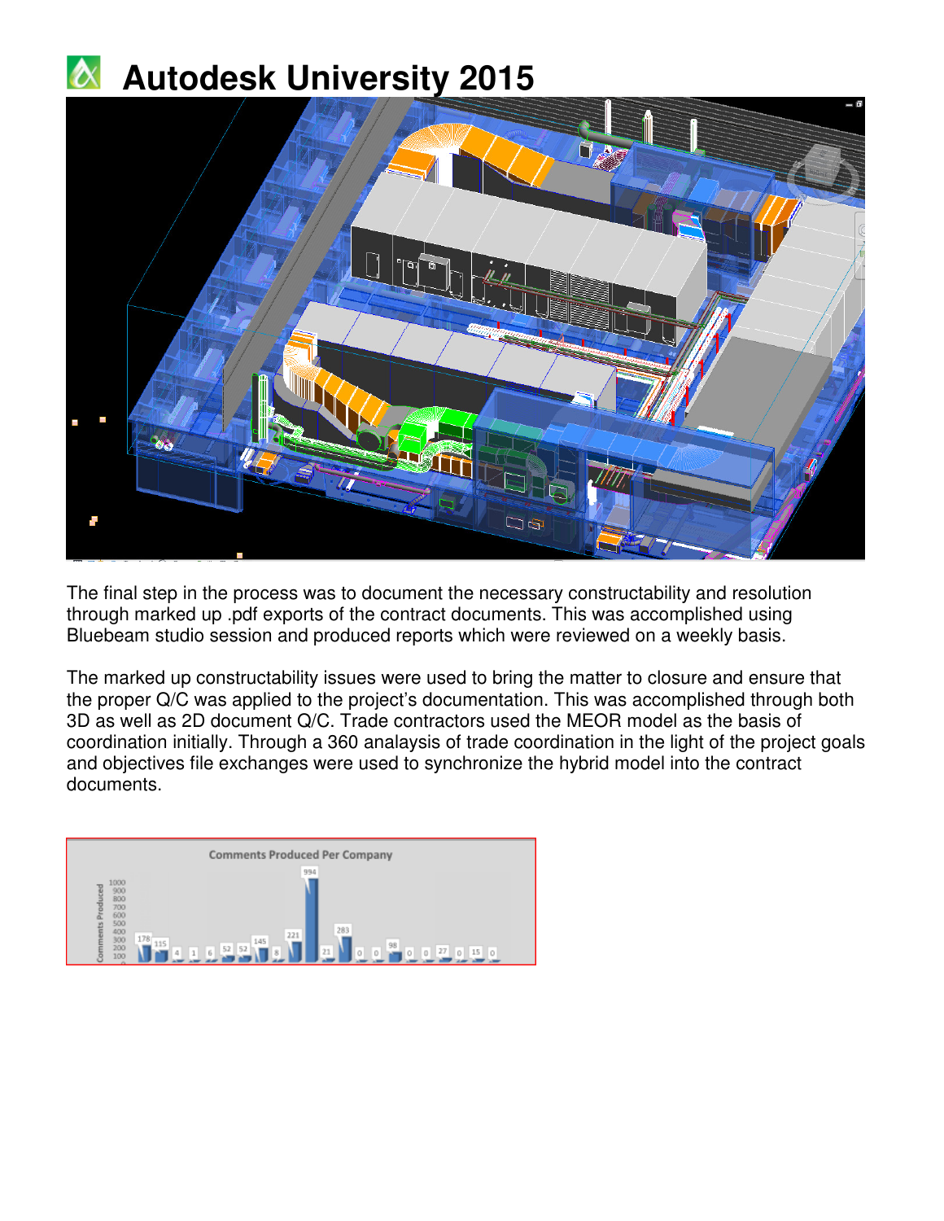# Autodesk University 2015

The final step in the process was to document the necessary constructability and resolution through marked up .pdf exports of the contract documents. This was accomplished using Bluebeam studio session and produced reports which were reviewed on a weekly basis.

The marked up constructability issues were used to bring the matter to closure and ensure that the proper Q/C was applied to the project's documentation. This was accomplished through both 3D as well as 2D document Q/C. Trade contractors used the MEOR model as the basis of coordination initially. Through a 360 analaysis of trade coordination in the light of the project goals and objectives file exchanges were used to synchronize the hybrid model into the contract documents.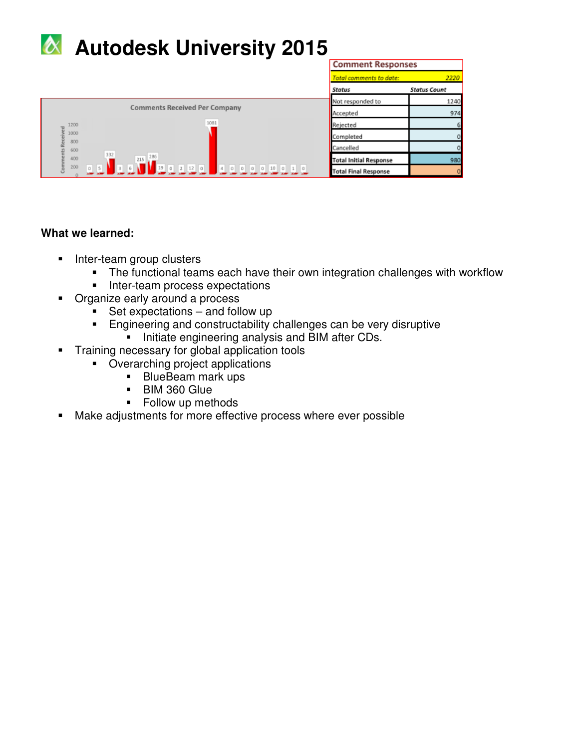# Autodesk University 2015

Comments Received Per Company

Comments Received

1200
1000
800
600
400
200
0

0 5 332 3 6 215 286 19 0 2 12 0 1081 4 0 0 0 0 10 0 1 0

| Comment Responses | |
|---|---|
| *Total comments to date:* | *2220* |
| ***Status*** | ***Status Count*** |
| Not responded to | 1240 |
| Accepted | 974 |
| Rejected | 6 |
| Completed | 0 |
| Cancelled | 0 |
| **Total Initial Response** | 980 |
| **Total Final Response** | 0 |

**What we learned:**

- Inter-team group clusters
  - The functional teams each have their own integration challenges with workflow
  - Inter-team process expectations
- Organize early around a process
  - Set expectations – and follow up
  - Engineering and constructability challenges can be very disruptive
    - Initiate engineering analysis and BIM after CDs.
- Training necessary for global application tools
  - Overarching project applications
    - BlueBeam mark ups
    - BIM 360 Glue
    - Follow up methods
- Make adjustments for more effective process where ever possible